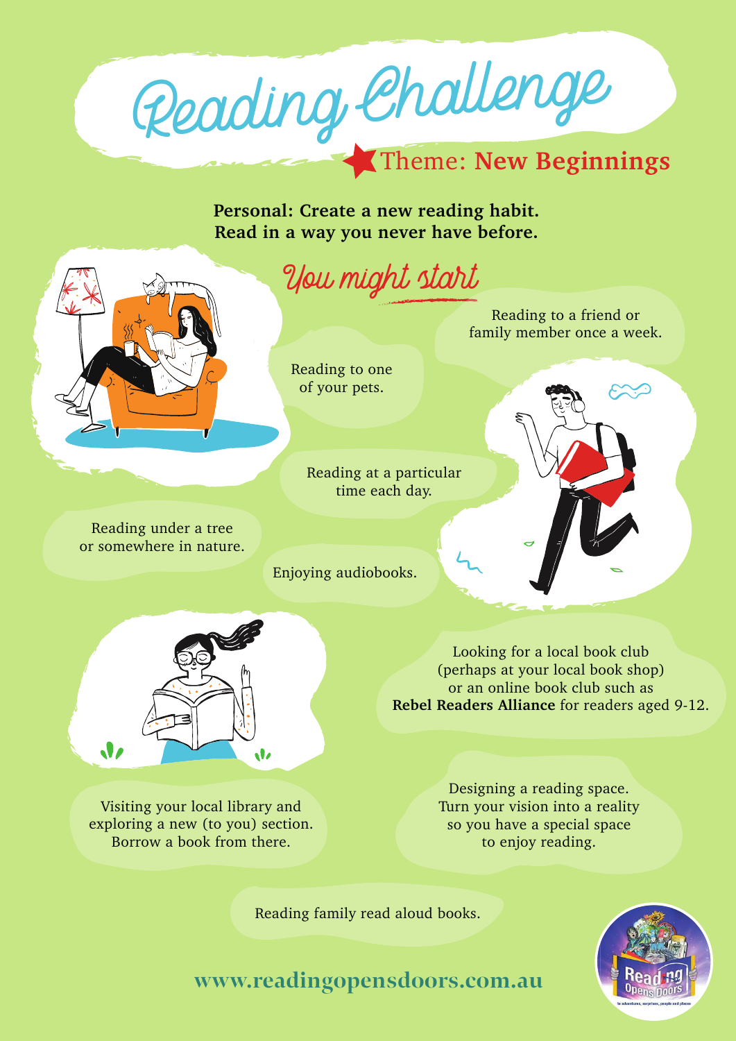# Reading Challenge

**Theme: New Beginnings**

**Personal: Create a new reading habit.**
**Read in a way you never have before.**

## You might start

- Reading to a friend or family member once a week.
- Reading to one of your pets.
- Reading at a particular time each day.
- Reading under a tree or somewhere in nature.
- Enjoying audiobooks.
- Looking for a local book club (perhaps at your local book shop) or an online book club such as **Rebel Readers Alliance** for readers aged 9-12.
- Visiting your local library and exploring a new (to you) section. Borrow a book from there.
- Designing a reading space. Turn your vision into a reality so you have a special space to enjoy reading.
- Reading family read aloud books.

**www.readingopensdoors.com.au**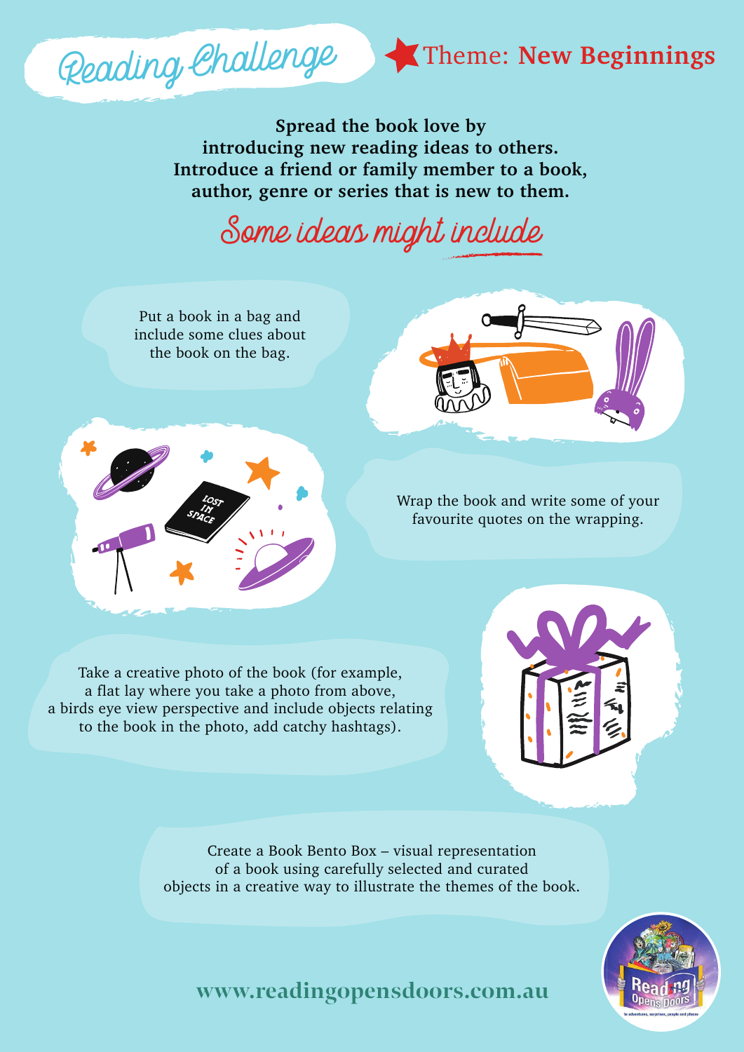# Reading Challenge

**Theme: New Beginnings**

**Spread the book love by introducing new reading ideas to others. Introduce a friend or family member to a book, author, genre or series that is new to them.**

## Some ideas might include

Put a book in a bag and include some clues about the book on the bag.

Wrap the book and write some of your favourite quotes on the wrapping.

Take a creative photo of the book (for example, a flat lay where you take a photo from above, a birds eye view perspective and include objects relating to the book in the photo, add catchy hashtags).

Create a Book Bento Box – visual representation of a book using carefully selected and curated objects in a creative way to illustrate the themes of the book.

**www.readingopensdoors.com.au**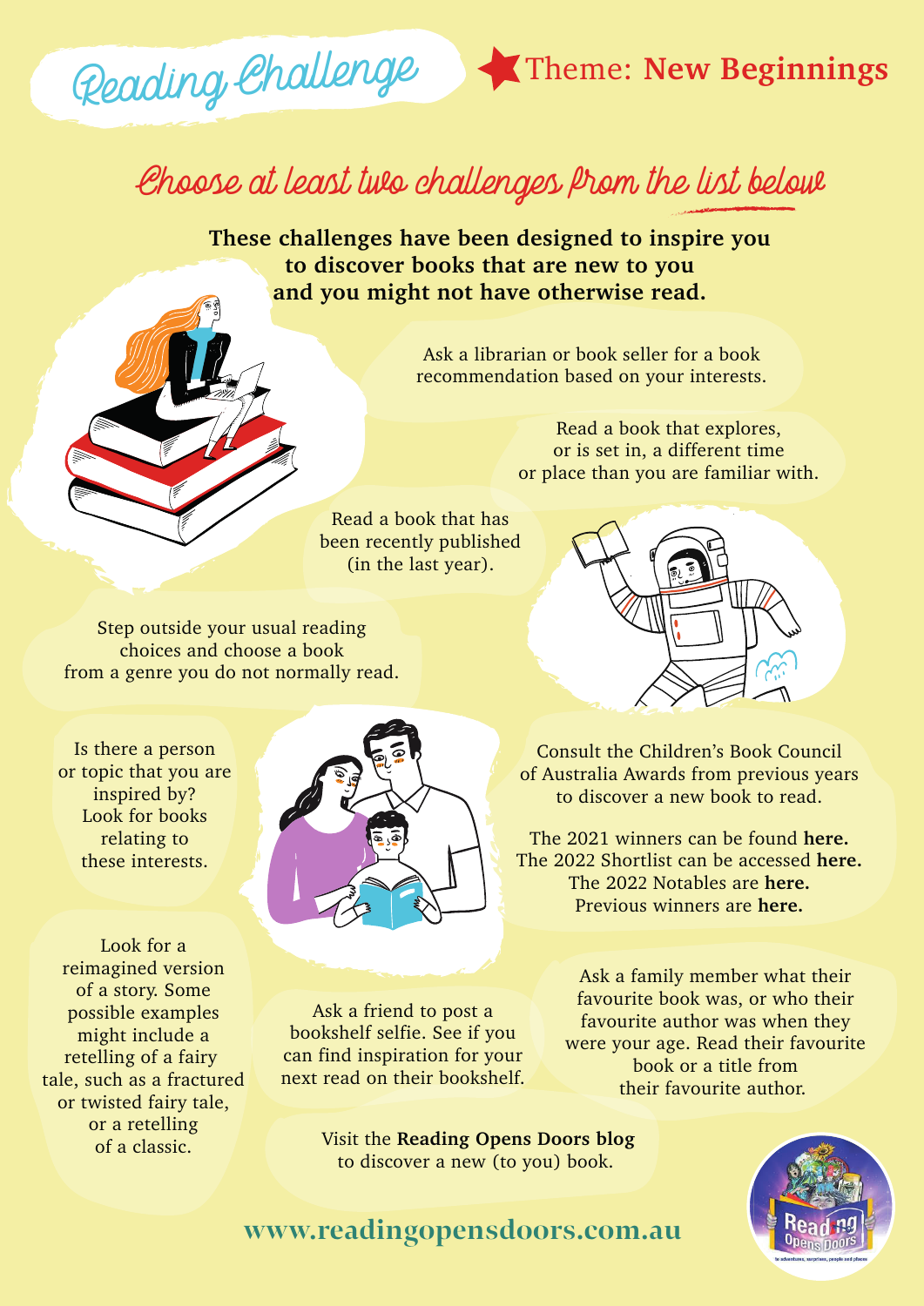# Reading Challenge

**Theme: New Beginnings**

## Choose at least two challenges from the list below

**These challenges have been designed to inspire you to discover books that are new to you and you might not have otherwise read.**

Ask a librarian or book seller for a book recommendation based on your interests.

Read a book that explores, or is set in, a different time or place than you are familiar with.

Read a book that has been recently published (in the last year).

Step outside your usual reading choices and choose a book from a genre you do not normally read.

Is there a person or topic that you are inspired by? Look for books relating to these interests.

Consult the Children's Book Council of Australia Awards from previous years to discover a new book to read.

The 2021 winners can be found **here.**
The 2022 Shortlist can be accessed **here.**
The 2022 Notables are **here.**
Previous winners are **here.**

Look for a reimagined version of a story. Some possible examples might include a retelling of a fairy tale, such as a fractured or twisted fairy tale, or a retelling of a classic.

Ask a friend to post a bookshelf selfie. See if you can find inspiration for your next read on their bookshelf.

Ask a family member what their favourite book was, or who their favourite author was when they were your age. Read their favourite book or a title from their favourite author.

Visit the **Reading Opens Doors blog** to discover a new (to you) book.

**www.readingopensdoors.com.au**